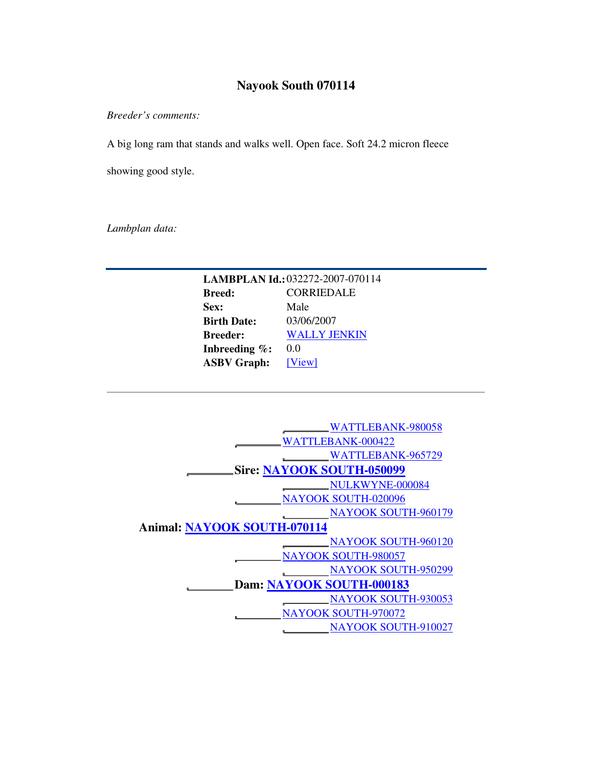# Nayook South 070114

*Breeder's comments:*

A big long ram that stands and walks well. Open face. Soft 24.2 micron fleece showing good style.

*Lambplan data:*

---

**LAMBPLAN Id.:** 032272-2007-070114
**Breed:** CORRIEDALE
**Sex:** Male
**Birth Date:** 03/06/2007
**Breeder:** WALLY JENKIN
**Inbreeding %:** 0.0
**ASBV Graph:** [View]

---

- **Animal: NAYOOK SOUTH-070114**
  - **Sire: NAYOOK SOUTH-050099**
    - WATTLEBANK-000422
      - WATTLEBANK-980058
      - WATTLEBANK-965729
    - NAYOOK SOUTH-020096
      - NULKWYNE-000084
      - NAYOOK SOUTH-960179
  - **Dam: NAYOOK SOUTH-000183**
    - NAYOOK SOUTH-980057
      - NAYOOK SOUTH-960120
      - NAYOOK SOUTH-950299
    - NAYOOK SOUTH-970072
      - NAYOOK SOUTH-930053
      - NAYOOK SOUTH-910027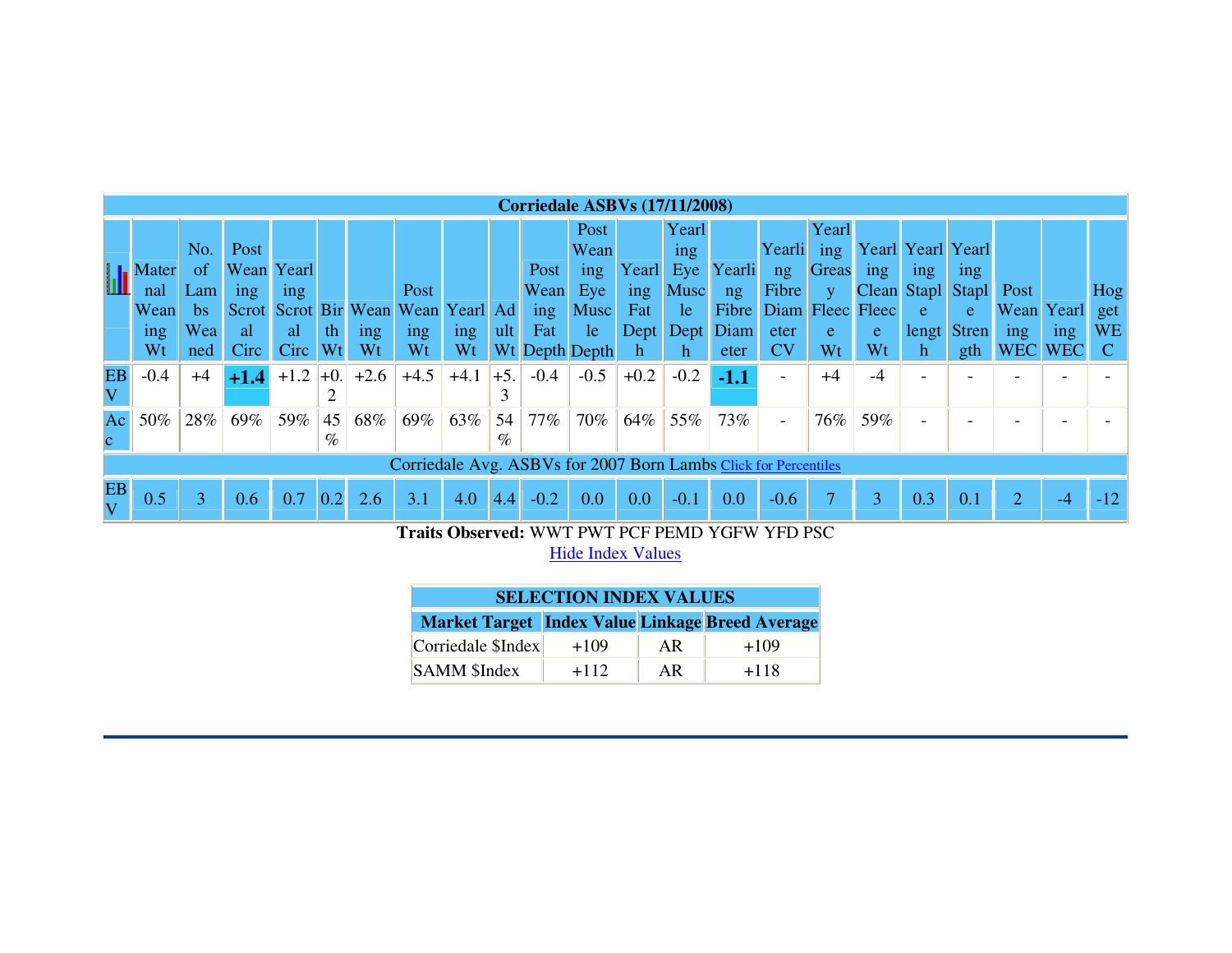**Corriedale ASBVs (17/11/2008)**

| | Maternal Weaning Wt | No. of Lambs Weaned | Post Weaning Scrotal Circ | Yearling Scrotal Circ | Birth Wt | Weaning Wt | Post Weaning Wt | Yearling Wt | Adult Wt | Post Weaning Fat Depth | Post Weaning Eye Muscle Depth | Yearling Fat Depth | Yearling Eye Muscle Depth | Yearling Fibre Diameter | Yearling Fibre Diameter CV | Yearling Greasy Fleece Wt | Yearling Clean Fleece Wt | Yearling Staple length | Yearling Staple Strength | Post Weaning WEC | Yearling WEC | Hogget WEC |
|---|---|---|---|---|---|---|---|---|---|---|---|---|---|---|---|---|---|---|---|---|---|---|
| EBV | -0.4 | +4 | **+1.4** | +1.2 | +0.2 | +2.6 | +4.5 | +4.1 | +5.3 | -0.4 | -0.5 | +0.2 | -0.2 | **-1.1** | - | +4 | -4 | - | - | - | - | - |
| Acc | 50% | 28% | 69% | 59% | 45% | 68% | 69% | 63% | 54% | 77% | 70% | 64% | 55% | 73% | - | 76% | 59% | - | - | - | - | - |
| Corriedale Avg. ASBVs for 2007 Born Lambs Click for Percentiles | | | | | | | | | | | | | | | | | | | | | | |
| EBV | 0.5 | 3 | 0.6 | 0.7 | 0.2 | 2.6 | 3.1 | 4.0 | 4.4 | -0.2 | 0.0 | 0.0 | -0.1 | 0.0 | -0.6 | 7 | 3 | 0.3 | 0.1 | 2 | -4 | -12 |

**Traits Observed:** WWT PWT PCF PEMD YGFW YFD PSC

Hide Index Values

**SELECTION INDEX VALUES**

| Market Target | Index Value | Linkage | Breed Average |
|---|---|---|---|
| Corriedale $Index | +109 | AR | +109 |
| SAMM $Index | +112 | AR | +118 |